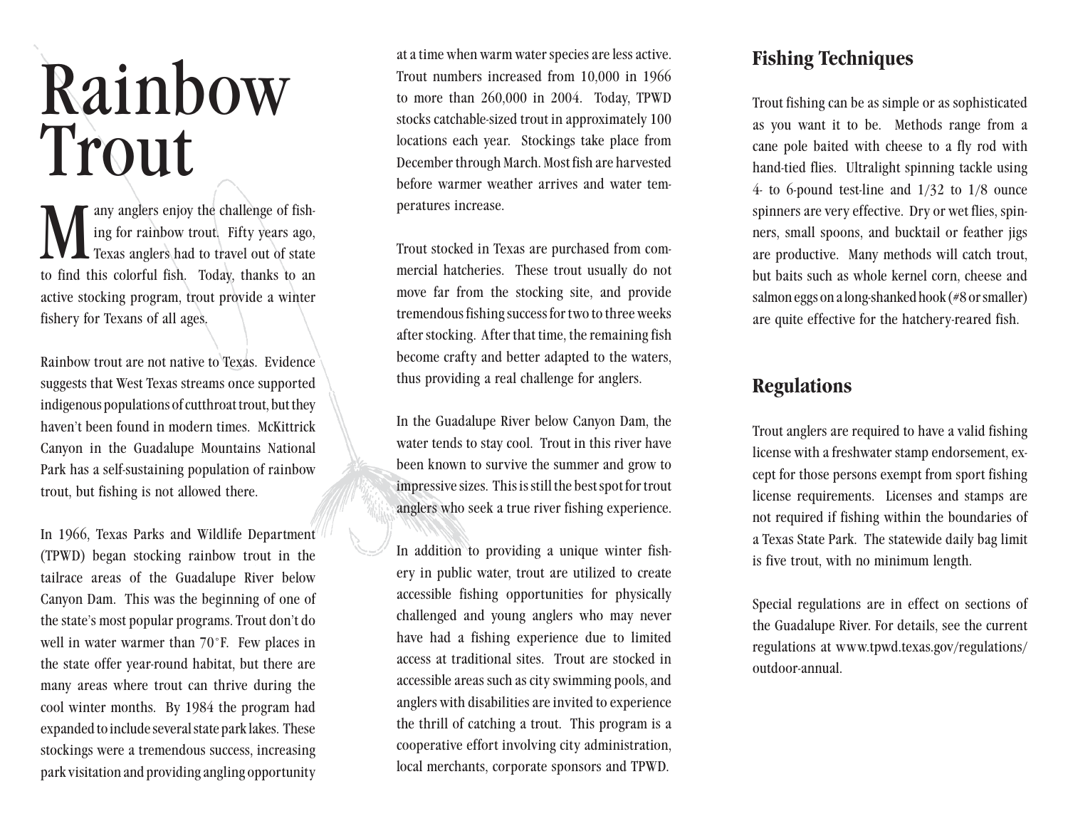# Rainbow Trout

Many anglers enjoy the challenge of fishing for rainbow trout. Fifty years ago, Texas anglers had to travel out of state to find this colorful fish. Today, thanks to an active stocking program, trout provide a winter fishery for Texans of all ages.

Rainbow trout are not native to Texas. Evidence suggests that West Texas streams once supported indigenous populations of cutthroat trout, but they haven't been found in modern times. McKittrick Canyon in the Guadalupe Mountains National Park has a self-sustaining population of rainbow trout, but fishing is not allowed there.

In 1966, Texas Parks and Wildlife Department (TPWD) began stocking rainbow trout in the tailrace areas of the Guadalupe River below Canyon Dam. This was the beginning of one of the state's most popular programs. Trout don't do well in water warmer than 70°F. Few places in the state offer year-round habitat, but there are many areas where trout can thrive during the cool winter months. By 1984 the program had expanded to include several state park lakes. These stockings were a tremendous success, increasing park visitation and providing angling opportunity at a time when warm water species are less active. Trout numbers increased from 10,000 in 1966 to more than 260,000 in 2004. Today, TPWD stocks catchable-sized trout in approximately 100 locations each year. Stockings take place from December through March. Most fish are harvested before warmer weather arrives and water temperatures increase.

Trout stocked in Texas are purchased from commercial hatcheries. These trout usually do not move far from the stocking site, and provide tremendous fishing success for two to three weeks after stocking. After that time, the remaining fish become crafty and better adapted to the waters, thus providing a real challenge for anglers.

In the Guadalupe River below Canyon Dam, the water tends to stay cool. Trout in this river have been known to survive the summer and grow to impressive sizes. This is still the best spot for trout anglers who seek a true river fishing experience.

In addition to providing a unique winter fishery in public water, trout are utilized to create accessible fishing opportunities for physically challenged and young anglers who may never have had a fishing experience due to limited access at traditional sites. Trout are stocked in accessible areas such as city swimming pools, and anglers with disabilities are invited to experience the thrill of catching a trout. This program is a cooperative effort involving city administration, local merchants, corporate sponsors and TPWD.

## Fishing Techniques

Trout fishing can be as simple or as sophisticated as you want it to be. Methods range from a cane pole baited with cheese to a fly rod with hand-tied flies. Ultralight spinning tackle using 4- to 6-pound test-line and 1/32 to 1/8 ounce spinners are very effective. Dry or wet flies, spinners, small spoons, and bucktail or feather jigs are productive. Many methods will catch trout, but baits such as whole kernel corn, cheese and salmon eggs on a long-shanked hook (#8 or smaller) are quite effective for the hatchery-reared fish.

## Regulations

Trout anglers are required to have a valid fishing license with a freshwater stamp endorsement, except for those persons exempt from sport fishing license requirements. Licenses and stamps are not required if fishing within the boundaries of a Texas State Park. The statewide daily bag limit is five trout, with no minimum length.

Special regulations are in effect on sections of the Guadalupe River. For details, see the current regulations at www.tpwd.texas.gov/regulations/outdoor-annual.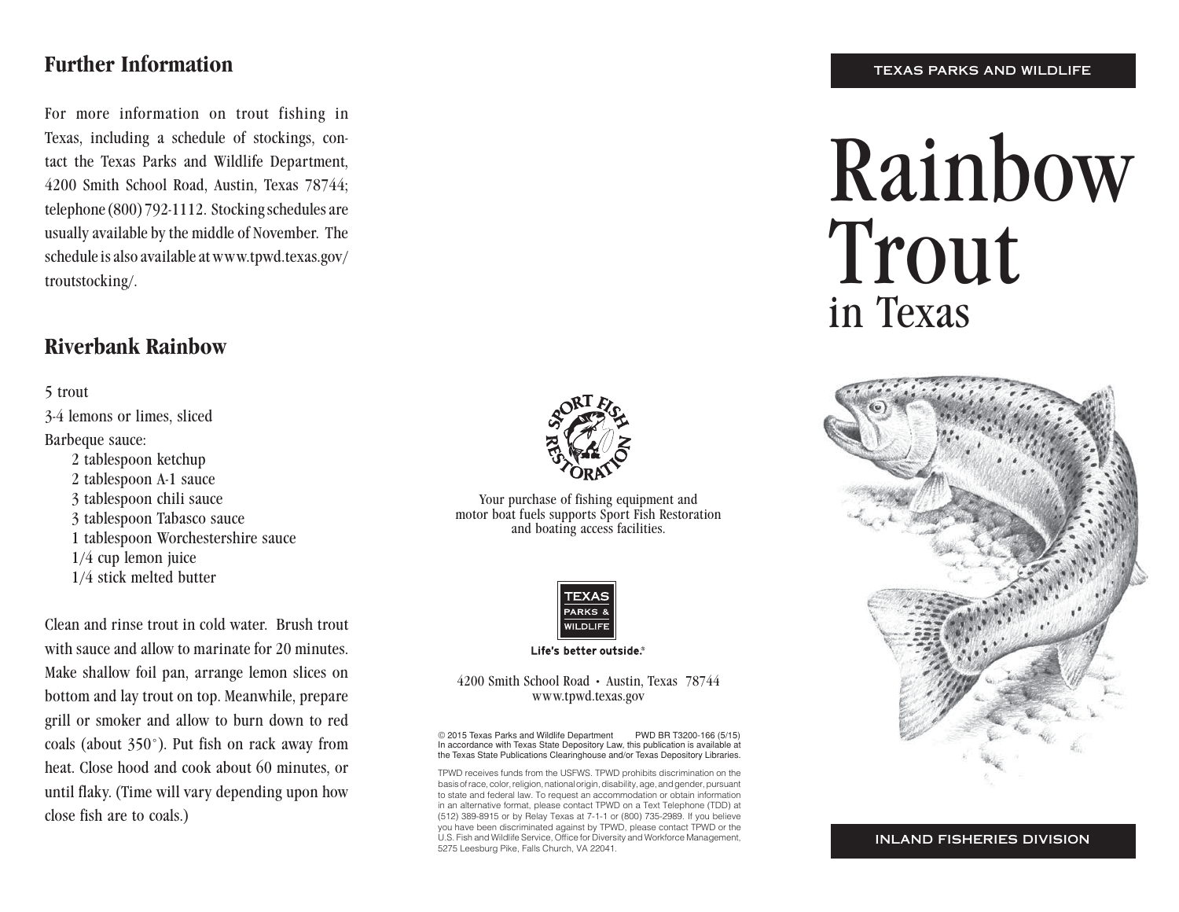## Further Information

For more information on trout fishing in Texas, including a schedule of stockings, contact the Texas Parks and Wildlife Department, 4200 Smith School Road, Austin, Texas 78744; telephone (800) 792-1112. Stocking schedules are usually available by the middle of November. The schedule is also available at www.tpwd.texas.gov/troutstocking/.

## Riverbank Rainbow

5 trout

3-4 lemons or limes, sliced

Barbeque sauce:

- 2 tablespoon ketchup
- 2 tablespoon A-1 sauce
- 3 tablespoon chili sauce
- 3 tablespoon Tabasco sauce
- 1 tablespoon Worchestershire sauce
- 1/4 cup lemon juice
- 1/4 stick melted butter

Clean and rinse trout in cold water. Brush trout with sauce and allow to marinate for 20 minutes. Make shallow foil pan, arrange lemon slices on bottom and lay trout on top. Meanwhile, prepare grill or smoker and allow to burn down to red coals (about 350°). Put fish on rack away from heat. Close hood and cook about 60 minutes, or until flaky. (Time will vary depending upon how close fish are to coals.)

SPORT FISH RESTORATION

Your purchase of fishing equipment and motor boat fuels supports Sport Fish Restoration and boating access facilities.

TEXAS PARKS & WILDLIFE

Life's better outside.®

4200 Smith School Road • Austin, Texas 78744
www.tpwd.texas.gov

© 2015 Texas Parks and Wildlife Department PWD BR T3200-166 (5/15)
In accordance with Texas State Depository Law, this publication is available at the Texas State Publications Clearinghouse and/or Texas Depository Libraries.

TPWD receives funds from the USFWS. TPWD prohibits discrimination on the basis of race, color, religion, national origin, disability, age, and gender, pursuant to state and federal law. To request an accommodation or obtain information in an alternative format, please contact TPWD on a Text Telephone (TDD) at (512) 389-8915 or by Relay Texas at 7-1-1 or (800) 735-2989. If you believe you have been discriminated against by TPWD, please contact TPWD or the U.S. Fish and Wildlife Service, Office for Diversity and Workforce Management, 5275 Leesburg Pike, Falls Church, VA 22041.

TEXAS PARKS AND WILDLIFE

# Rainbow Trout in Texas

INLAND FISHERIES DIVISION